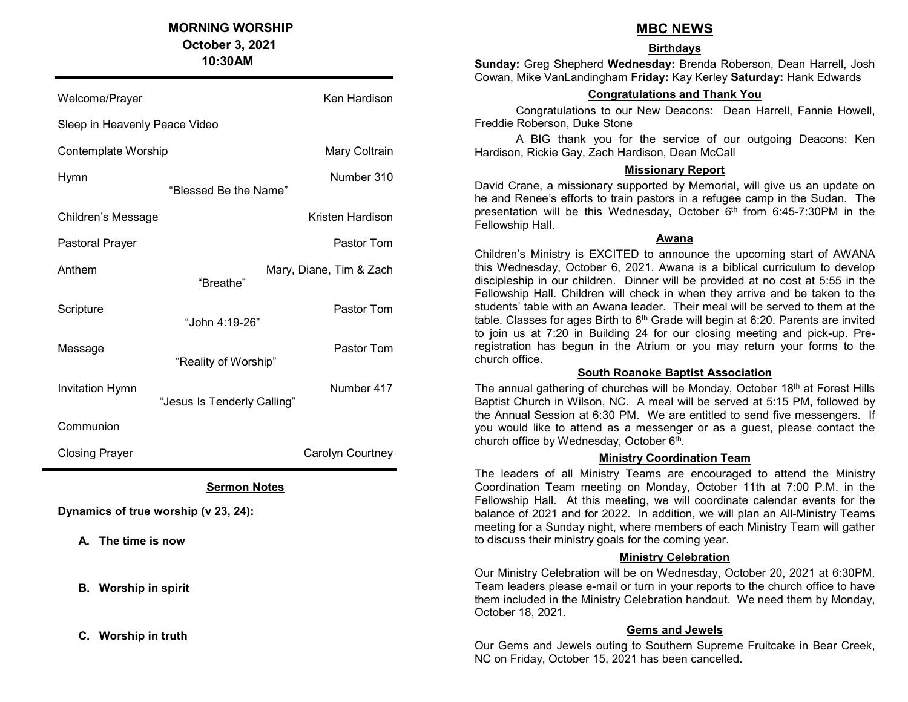# MORNING WORSHIP
**October 3, 2021**
**10:30AM**

| | | |
|---|---|---|
| Welcome/Prayer | | Ken Hardison |
| Sleep in Heavenly Peace Video | | |
| Contemplate Worship | | Mary Coltrain |
| Hymn | "Blessed Be the Name" | Number 310 |
| Children's Message | | Kristen Hardison |
| Pastoral Prayer | | Pastor Tom |
| Anthem | "Breathe" | Mary, Diane, Tim & Zach |
| Scripture | "John 4:19-26" | Pastor Tom |
| Message | "Reality of Worship" | Pastor Tom |
| Invitation Hymn | "Jesus Is Tenderly Calling" | Number 417 |
| Communion | | |
| Closing Prayer | | Carolyn Courtney |

## Sermon Notes

**Dynamics of true worship (v 23, 24):**

- **A. The time is now**
- **B. Worship in spirit**
- **C. Worship in truth**

# MBC NEWS

## Birthdays

**Sunday:** Greg Shepherd **Wednesday:** Brenda Roberson, Dean Harrell, Josh Cowan, Mike VanLandingham **Friday:** Kay Kerley **Saturday:** Hank Edwards

## Congratulations and Thank You

Congratulations to our New Deacons: Dean Harrell, Fannie Howell, Freddie Roberson, Duke Stone

A BIG thank you for the service of our outgoing Deacons: Ken Hardison, Rickie Gay, Zach Hardison, Dean McCall

## Missionary Report

David Crane, a missionary supported by Memorial, will give us an update on he and Renee's efforts to train pastors in a refugee camp in the Sudan. The presentation will be this Wednesday, October 6th from 6:45-7:30PM in the Fellowship Hall.

## Awana

Children's Ministry is EXCITED to announce the upcoming start of AWANA this Wednesday, October 6, 2021. Awana is a biblical curriculum to develop discipleship in our children. Dinner will be provided at no cost at 5:55 in the Fellowship Hall. Children will check in when they arrive and be taken to the students' table with an Awana leader. Their meal will be served to them at the table. Classes for ages Birth to 6th Grade will begin at 6:20. Parents are invited to join us at 7:20 in Building 24 for our closing meeting and pick-up. Pre-registration has begun in the Atrium or you may return your forms to the church office.

## South Roanoke Baptist Association

The annual gathering of churches will be Monday, October 18th at Forest Hills Baptist Church in Wilson, NC. A meal will be served at 5:15 PM, followed by the Annual Session at 6:30 PM. We are entitled to send five messengers. If you would like to attend as a messenger or as a guest, please contact the church office by Wednesday, October 6th.

## Ministry Coordination Team

The leaders of all Ministry Teams are encouraged to attend the Ministry Coordination Team meeting on Monday, October 11th at 7:00 P.M. in the Fellowship Hall. At this meeting, we will coordinate calendar events for the balance of 2021 and for 2022. In addition, we will plan an All-Ministry Teams meeting for a Sunday night, where members of each Ministry Team will gather to discuss their ministry goals for the coming year.

## Ministry Celebration

Our Ministry Celebration will be on Wednesday, October 20, 2021 at 6:30PM. Team leaders please e-mail or turn in your reports to the church office to have them included in the Ministry Celebration handout. We need them by Monday, October 18, 2021.

## Gems and Jewels

Our Gems and Jewels outing to Southern Supreme Fruitcake in Bear Creek, NC on Friday, October 15, 2021 has been cancelled.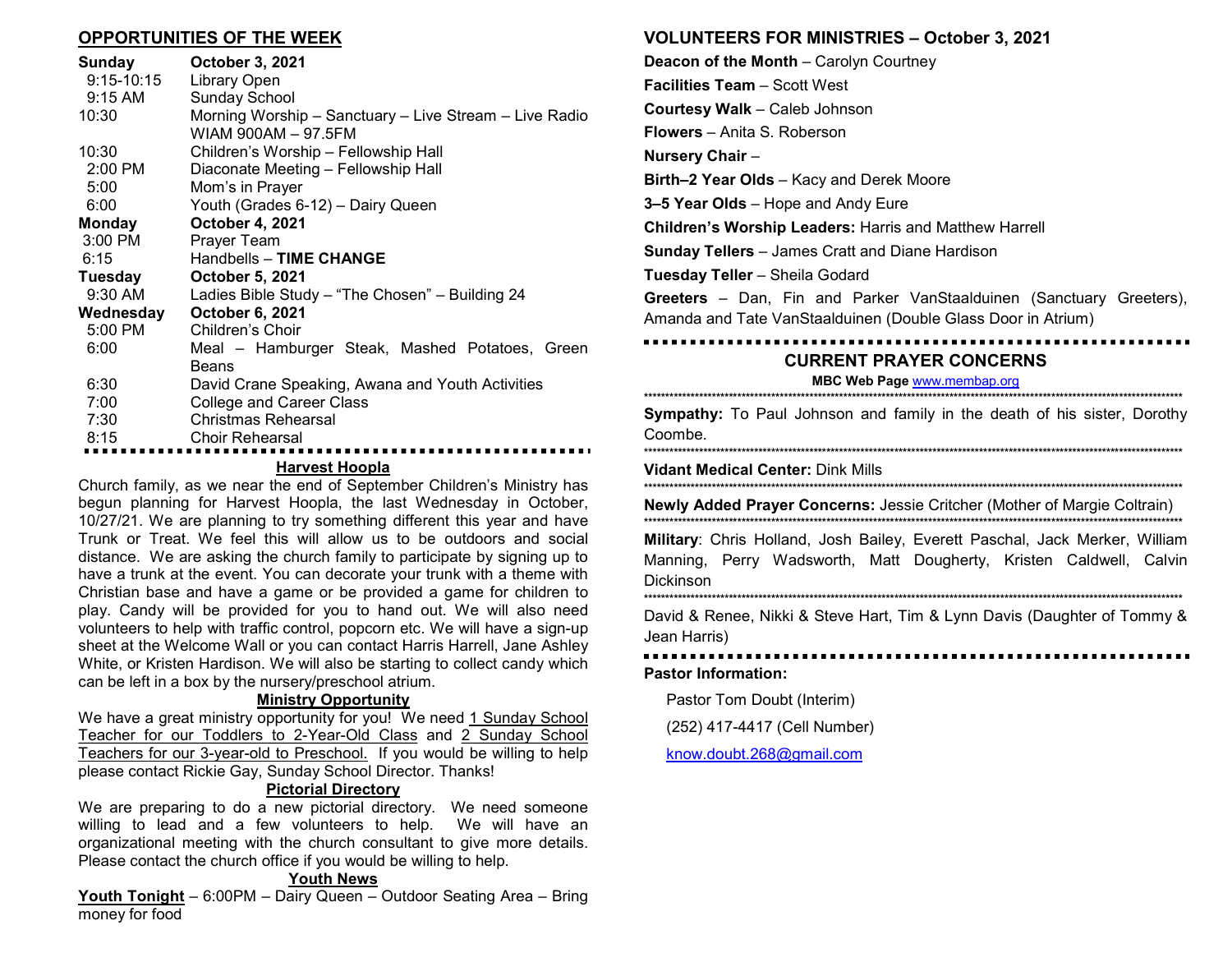## OPPORTUNITIES OF THE WEEK

| | |
|---|---|
| **Sunday** | **October 3, 2021** |
| 9:15-10:15 | Library Open |
| 9:15 AM | Sunday School |
| 10:30 | Morning Worship – Sanctuary – Live Stream – Live Radio WIAM 900AM – 97.5FM |
| 10:30 | Children's Worship – Fellowship Hall |
| 2:00 PM | Diaconate Meeting – Fellowship Hall |
| 5:00 | Mom's in Prayer |
| 6:00 | Youth (Grades 6-12) – Dairy Queen |
| **Monday** | **October 4, 2021** |
| 3:00 PM | Prayer Team |
| 6:15 | Handbells – **TIME CHANGE** |
| **Tuesday** | **October 5, 2021** |
| 9:30 AM | Ladies Bible Study – "The Chosen" – Building 24 |
| **Wednesday** | **October 6, 2021** |
| 5:00 PM | Children's Choir |
| 6:00 | Meal – Hamburger Steak, Mashed Potatoes, Green Beans |
| 6:30 | David Crane Speaking, Awana and Youth Activities |
| 7:00 | College and Career Class |
| 7:30 | Christmas Rehearsal |
| 8:15 | Choir Rehearsal |

### Harvest Hoopla

Church family, as we near the end of September Children's Ministry has begun planning for Harvest Hoopla, the last Wednesday in October, 10/27/21. We are planning to try something different this year and have Trunk or Treat. We feel this will allow us to be outdoors and social distance. We are asking the church family to participate by signing up to have a trunk at the event. You can decorate your trunk with a theme with Christian base and have a game or be provided a game for children to play. Candy will be provided for you to hand out. We will also need volunteers to help with traffic control, popcorn etc. We will have a sign-up sheet at the Welcome Wall or you can contact Harris Harrell, Jane Ashley White, or Kristen Hardison. We will also be starting to collect candy which can be left in a box by the nursery/preschool atrium.

### Ministry Opportunity

We have a great ministry opportunity for you! We need 1 Sunday School Teacher for our Toddlers to 2-Year-Old Class and 2 Sunday School Teachers for our 3-year-old to Preschool. If you would be willing to help please contact Rickie Gay, Sunday School Director. Thanks!

### Pictorial Directory

We are preparing to do a new pictorial directory. We need someone willing to lead and a few volunteers to help. We will have an organizational meeting with the church consultant to give more details. Please contact the church office if you would be willing to help.

### Youth News

**Youth Tonight** – 6:00PM – Dairy Queen – Outdoor Seating Area – Bring money for food

## VOLUNTEERS FOR MINISTRIES – October 3, 2021

**Deacon of the Month** – Carolyn Courtney

**Facilities Team** – Scott West

**Courtesy Walk** – Caleb Johnson

**Flowers** – Anita S. Roberson

**Nursery Chair** –

**Birth–2 Year Olds** – Kacy and Derek Moore

**3–5 Year Olds** – Hope and Andy Eure

**Children's Worship Leaders:** Harris and Matthew Harrell

**Sunday Tellers** – James Cratt and Diane Hardison

**Tuesday Teller** – Sheila Godard

**Greeters** – Dan, Fin and Parker VanStaalduinen (Sanctuary Greeters), Amanda and Tate VanStaalduinen (Double Glass Door in Atrium)

## CURRENT PRAYER CONCERNS

**MBC Web Page** www.membap.org

**Sympathy:** To Paul Johnson and family in the death of his sister, Dorothy Coombe.

**Vidant Medical Center:** Dink Mills

**Newly Added Prayer Concerns:** Jessie Critcher (Mother of Margie Coltrain)

**Military**: Chris Holland, Josh Bailey, Everett Paschal, Jack Merker, William Manning, Perry Wadsworth, Matt Dougherty, Kristen Caldwell, Calvin Dickinson

David & Renee, Nikki & Steve Hart, Tim & Lynn Davis (Daughter of Tommy & Jean Harris)

**Pastor Information:**

Pastor Tom Doubt (Interim)

(252) 417-4417 (Cell Number)

know.doubt.268@gmail.com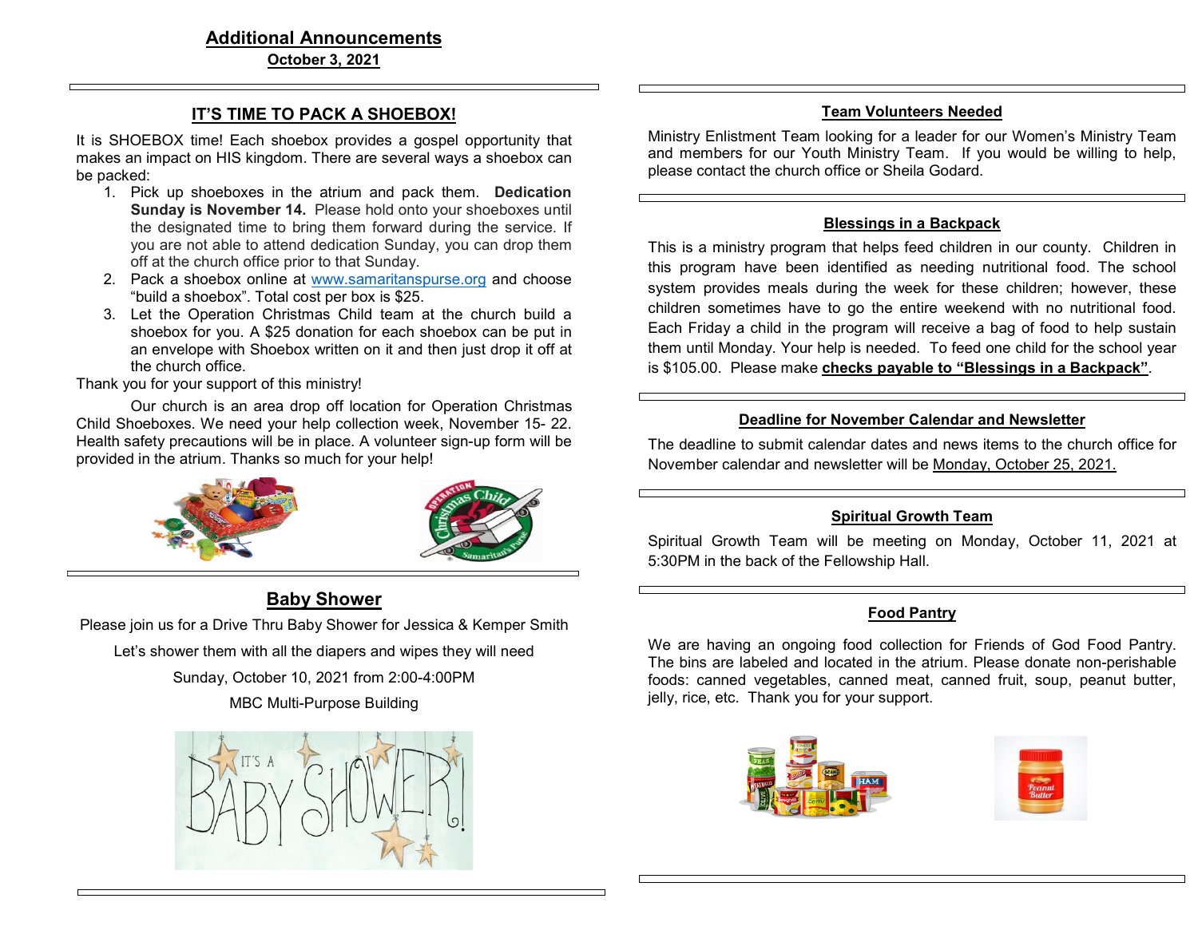## Additional Announcements

**October 3, 2021**

### IT'S TIME TO PACK A SHOEBOX!

It is SHOEBOX time! Each shoebox provides a gospel opportunity that makes an impact on HIS kingdom. There are several ways a shoebox can be packed:

1. Pick up shoeboxes in the atrium and pack them. **Dedication Sunday is November 14.** Please hold onto your shoeboxes until the designated time to bring them forward during the service. If you are not able to attend dedication Sunday, you can drop them off at the church office prior to that Sunday.
2. Pack a shoebox online at www.samaritanspurse.org and choose "build a shoebox". Total cost per box is $25.
3. Let the Operation Christmas Child team at the church build a shoebox for you. A $25 donation for each shoebox can be put in an envelope with Shoebox written on it and then just drop it off at the church office.

Thank you for your support of this ministry!

Our church is an area drop off location for Operation Christmas Child Shoeboxes. We need your help collection week, November 15- 22. Health safety precautions will be in place. A volunteer sign-up form will be provided in the atrium. Thanks so much for your help!

### Baby Shower

Please join us for a Drive Thru Baby Shower for Jessica & Kemper Smith

Let's shower them with all the diapers and wipes they will need

Sunday, October 10, 2021 from 2:00-4:00PM

MBC Multi-Purpose Building

### Team Volunteers Needed

Ministry Enlistment Team looking for a leader for our Women's Ministry Team and members for our Youth Ministry Team. If you would be willing to help, please contact the church office or Sheila Godard.

### Blessings in a Backpack

This is a ministry program that helps feed children in our county. Children in this program have been identified as needing nutritional food. The school system provides meals during the week for these children; however, these children sometimes have to go the entire weekend with no nutritional food. Each Friday a child in the program will receive a bag of food to help sustain them until Monday. Your help is needed. To feed one child for the school year is $105.00. Please make **checks payable to "Blessings in a Backpack"**.

### Deadline for November Calendar and Newsletter

The deadline to submit calendar dates and news items to the church office for November calendar and newsletter will be Monday, October 25, 2021.

### Spiritual Growth Team

Spiritual Growth Team will be meeting on Monday, October 11, 2021 at 5:30PM in the back of the Fellowship Hall.

### Food Pantry

We are having an ongoing food collection for Friends of God Food Pantry. The bins are labeled and located in the atrium. Please donate non-perishable foods: canned vegetables, canned meat, canned fruit, soup, peanut butter, jelly, rice, etc. Thank you for your support.